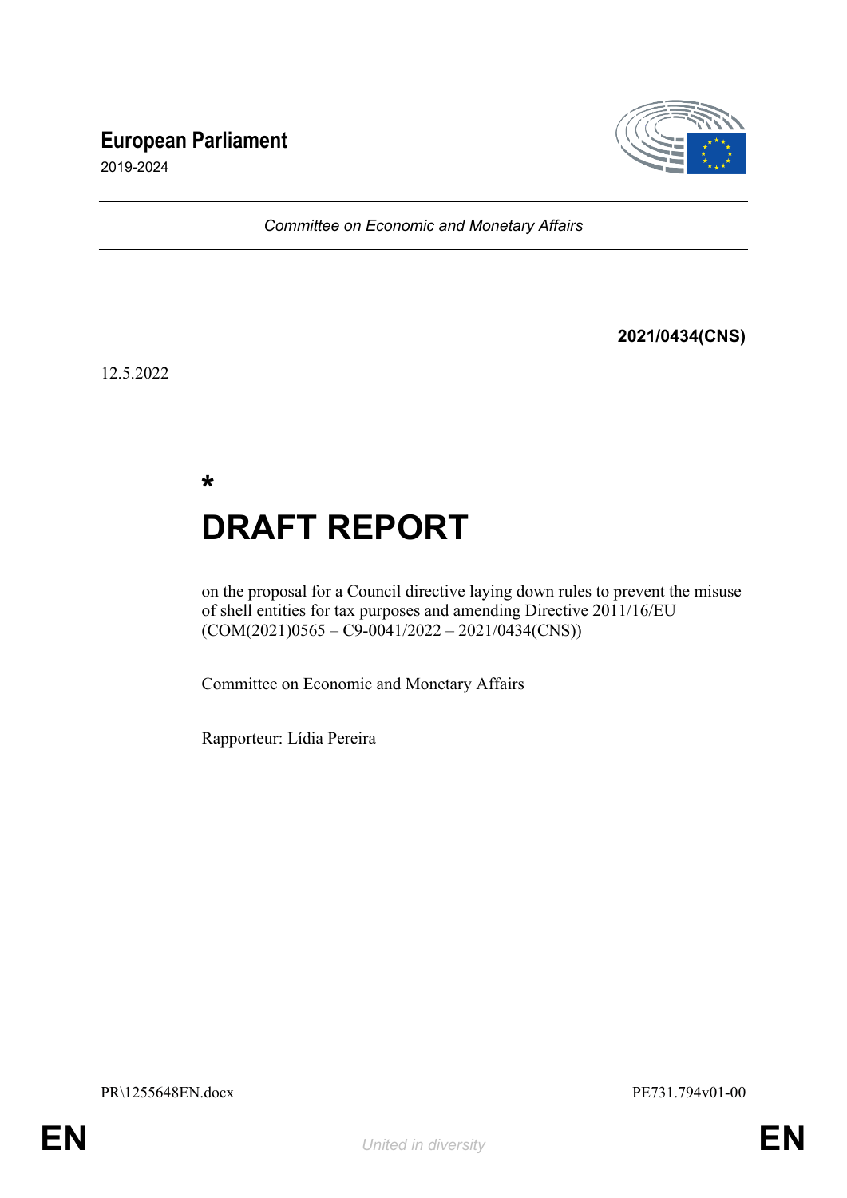**European Parliament**

2019-2024

*Committee on Economic and Monetary Affairs*

**2021/0434(CNS)**

12.5.2022

*

# DRAFT REPORT

on the proposal for a Council directive laying down rules to prevent the misuse of shell entities for tax purposes and amending Directive 2011/16/EU (COM(2021)0565 – C9-0041/2022 – 2021/0434(CNS))

Committee on Economic and Monetary Affairs

Rapporteur: Lídia Pereira

PR\1255648EN.docx PE731.794v01-00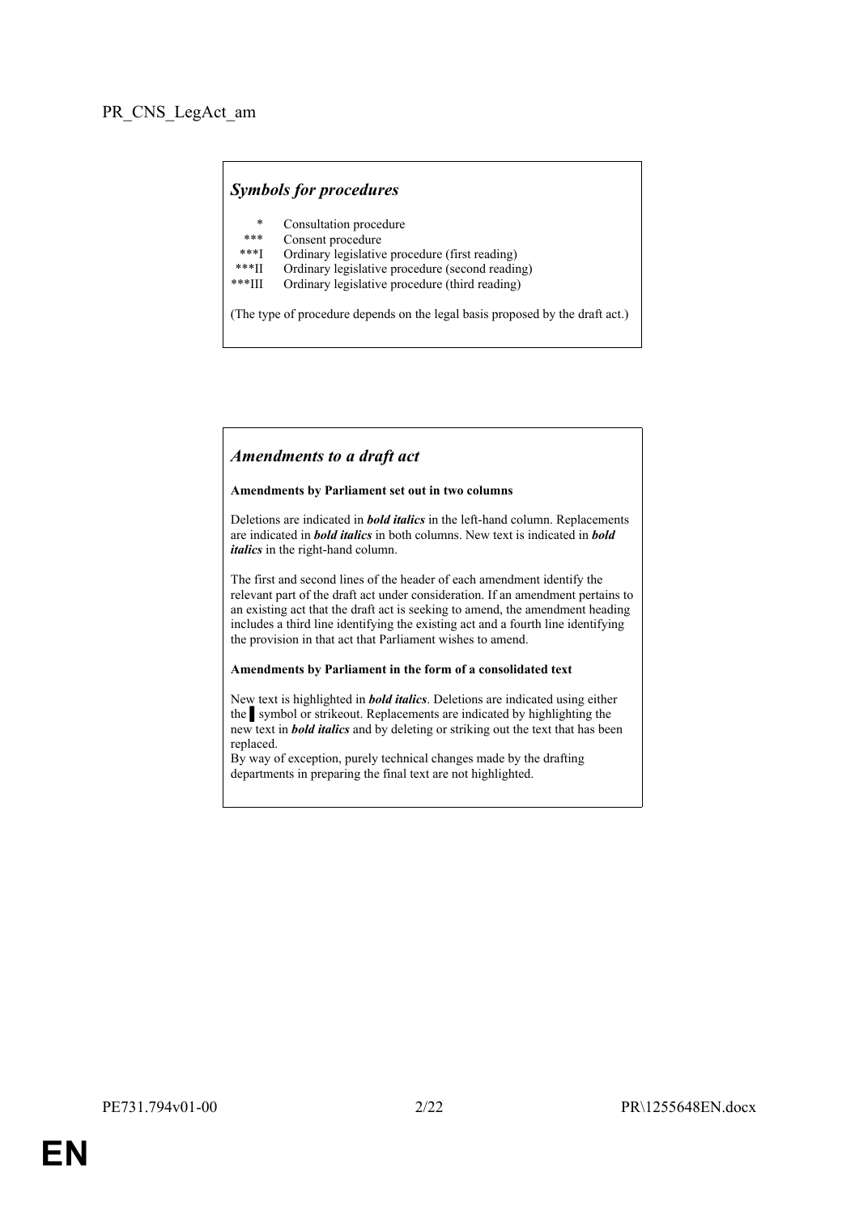PR_CNS_LegAct_am

## *Symbols for procedures*

| | |
|---|---|
| * | Consultation procedure |
| *** | Consent procedure |
| ***I | Ordinary legislative procedure (first reading) |
| ***II | Ordinary legislative procedure (second reading) |
| ***III | Ordinary legislative procedure (third reading) |

(The type of procedure depends on the legal basis proposed by the draft act.)

## *Amendments to a draft act*

**Amendments by Parliament set out in two columns**

Deletions are indicated in ***bold italics*** in the left-hand column. Replacements are indicated in ***bold italics*** in both columns. New text is indicated in ***bold italics*** in the right-hand column.

The first and second lines of the header of each amendment identify the relevant part of the draft act under consideration. If an amendment pertains to an existing act that the draft act is seeking to amend, the amendment heading includes a third line identifying the existing act and a fourth line identifying the provision in that act that Parliament wishes to amend.

**Amendments by Parliament in the form of a consolidated text**

New text is highlighted in ***bold italics***. Deletions are indicated using either the ▌ symbol or strikeout. Replacements are indicated by highlighting the new text in ***bold italics*** and by deleting or striking out the text that has been replaced.
By way of exception, purely technical changes made by the drafting departments in preparing the final text are not highlighted.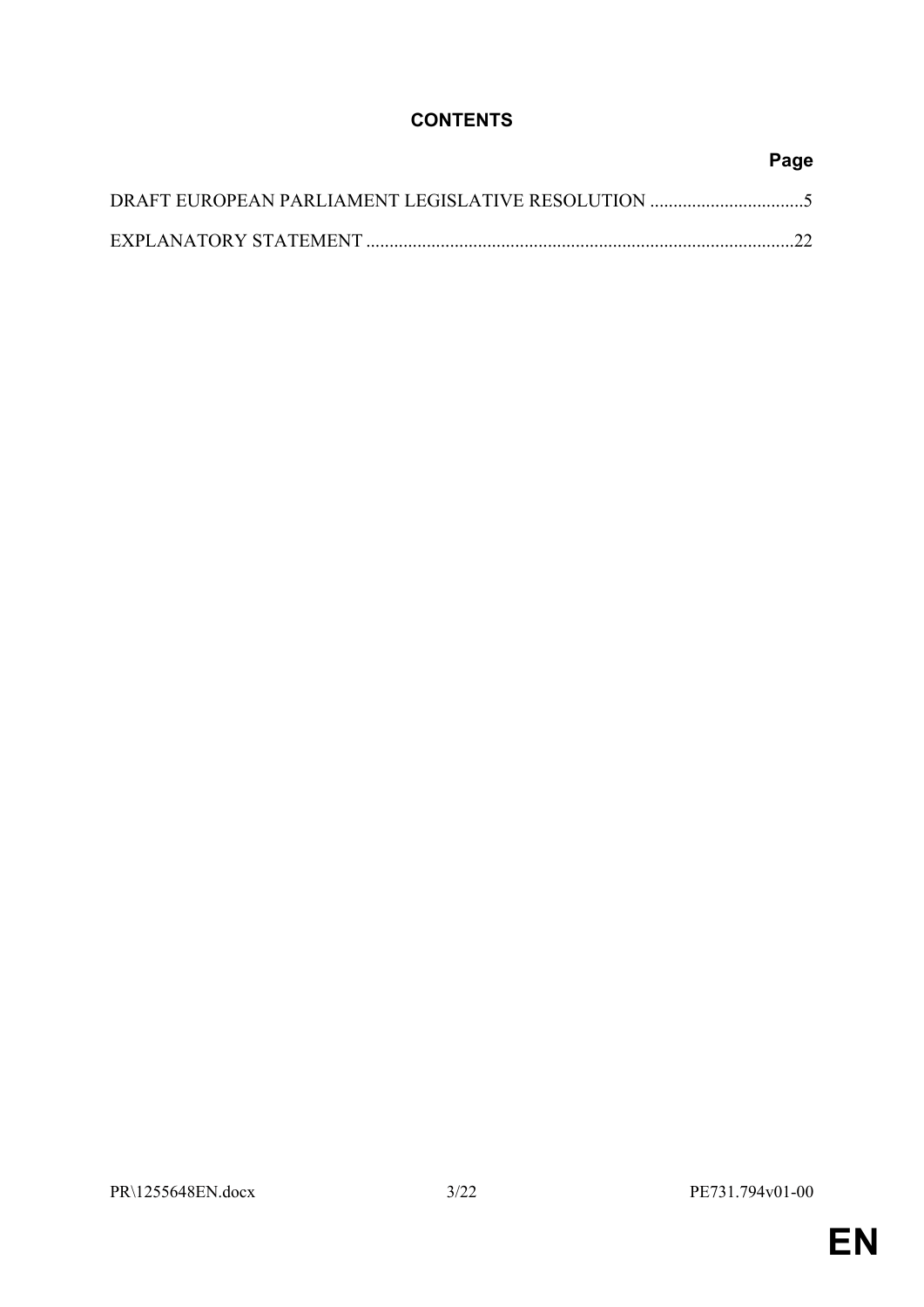# CONTENTS

| | Page |
|---|---|
| DRAFT EUROPEAN PARLIAMENT LEGISLATIVE RESOLUTION | 5 |
| EXPLANATORY STATEMENT | 22 |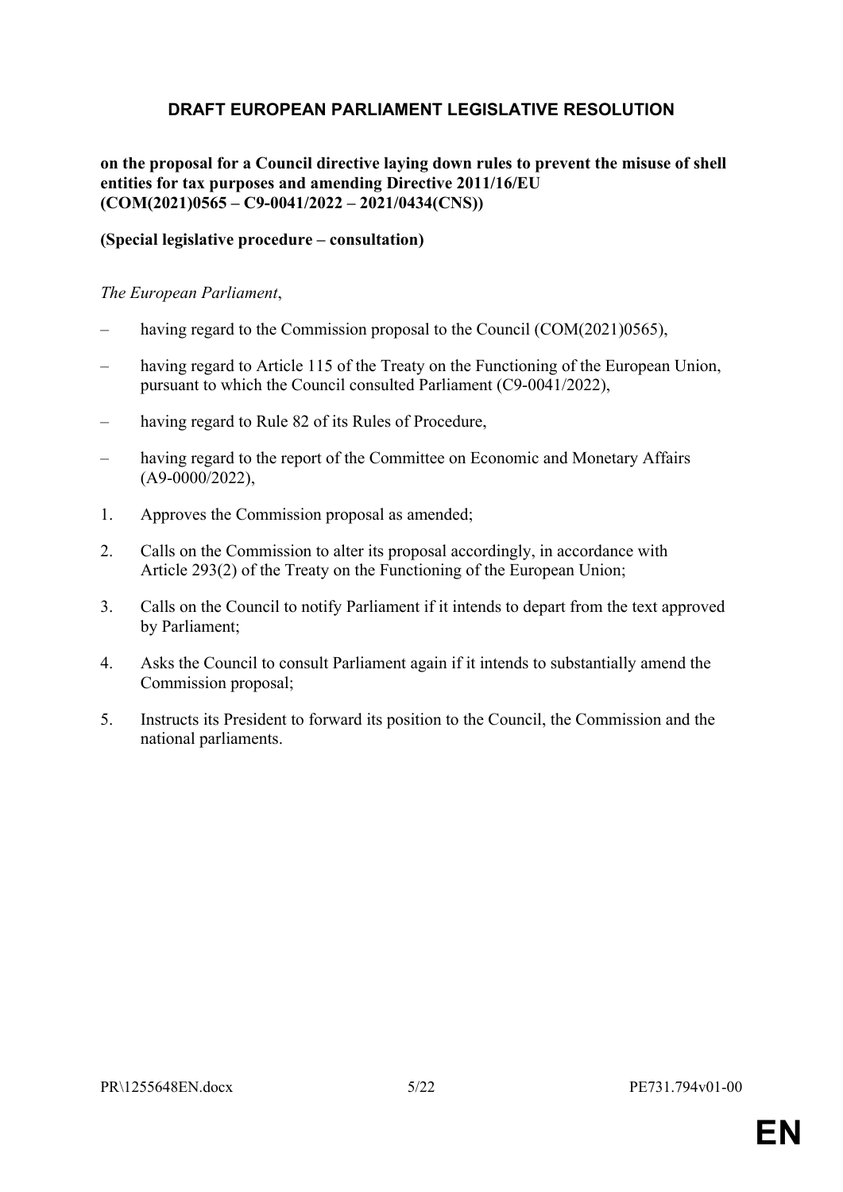# DRAFT EUROPEAN PARLIAMENT LEGISLATIVE RESOLUTION

**on the proposal for a Council directive laying down rules to prevent the misuse of shell entities for tax purposes and amending Directive 2011/16/EU (COM(2021)0565 – C9-0041/2022 – 2021/0434(CNS))**

**(Special legislative procedure – consultation)**

*The European Parliament*,

– having regard to the Commission proposal to the Council (COM(2021)0565),

– having regard to Article 115 of the Treaty on the Functioning of the European Union, pursuant to which the Council consulted Parliament (C9-0041/2022),

– having regard to Rule 82 of its Rules of Procedure,

– having regard to the report of the Committee on Economic and Monetary Affairs (A9-0000/2022),

1. Approves the Commission proposal as amended;

2. Calls on the Commission to alter its proposal accordingly, in accordance with Article 293(2) of the Treaty on the Functioning of the European Union;

3. Calls on the Council to notify Parliament if it intends to depart from the text approved by Parliament;

4. Asks the Council to consult Parliament again if it intends to substantially amend the Commission proposal;

5. Instructs its President to forward its position to the Council, the Commission and the national parliaments.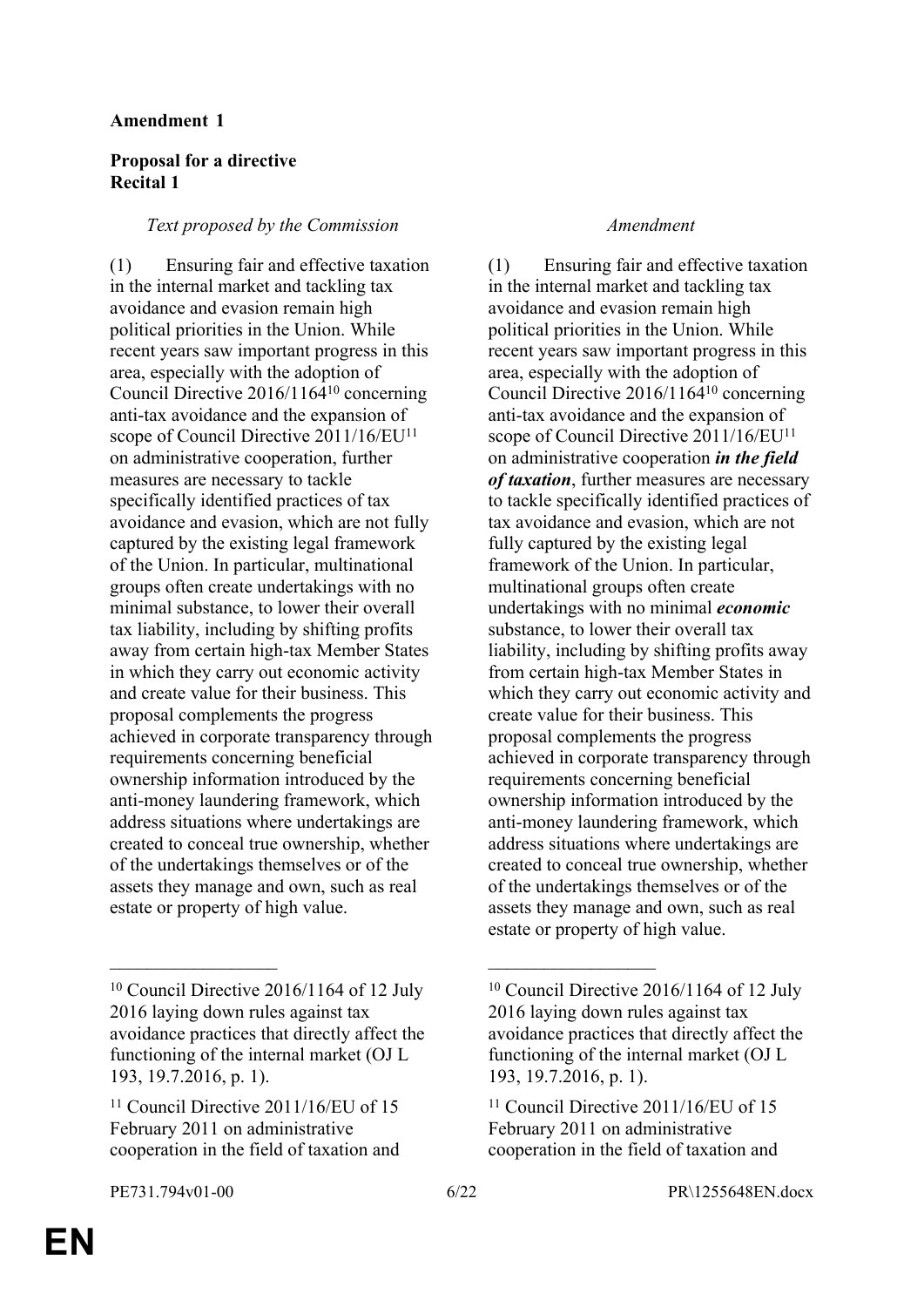**Amendment 1**

**Proposal for a directive**
**Recital 1**

| *Text proposed by the Commission* | *Amendment* |
|---|---|
| (1) Ensuring fair and effective taxation in the internal market and tackling tax avoidance and evasion remain high political priorities in the Union. While recent years saw important progress in this area, especially with the adoption of Council Directive 2016/1164[10] concerning anti-tax avoidance and the expansion of scope of Council Directive 2011/16/EU[11] on administrative cooperation, further measures are necessary to tackle specifically identified practices of tax avoidance and evasion, which are not fully captured by the existing legal framework of the Union. In particular, multinational groups often create undertakings with no minimal substance, to lower their overall tax liability, including by shifting profits away from certain high-tax Member States in which they carry out economic activity and create value for their business. This proposal complements the progress achieved in corporate transparency through requirements concerning beneficial ownership information introduced by the anti-money laundering framework, which address situations where undertakings are created to conceal true ownership, whether of the undertakings themselves or of the assets they manage and own, such as real estate or property of high value. | (1) Ensuring fair and effective taxation in the internal market and tackling tax avoidance and evasion remain high political priorities in the Union. While recent years saw important progress in this area, especially with the adoption of Council Directive 2016/1164[10] concerning anti-tax avoidance and the expansion of scope of Council Directive 2011/16/EU[11] on administrative cooperation ***in the field of taxation***, further measures are necessary to tackle specifically identified practices of tax avoidance and evasion, which are not fully captured by the existing legal framework of the Union. In particular, multinational groups often create undertakings with no minimal ***economic*** substance, to lower their overall tax liability, including by shifting profits away from certain high-tax Member States in which they carry out economic activity and create value for their business. This proposal complements the progress achieved in corporate transparency through requirements concerning beneficial ownership information introduced by the anti-money laundering framework, which address situations where undertakings are created to conceal true ownership, whether of the undertakings themselves or of the assets they manage and own, such as real estate or property of high value. |
| [10] Council Directive 2016/1164 of 12 July 2016 laying down rules against tax avoidance practices that directly affect the functioning of the internal market (OJ L 193, 19.7.2016, p. 1). | [10] Council Directive 2016/1164 of 12 July 2016 laying down rules against tax avoidance practices that directly affect the functioning of the internal market (OJ L 193, 19.7.2016, p. 1). |
| [11] Council Directive 2011/16/EU of 15 February 2011 on administrative cooperation in the field of taxation and | [11] Council Directive 2011/16/EU of 15 February 2011 on administrative cooperation in the field of taxation and |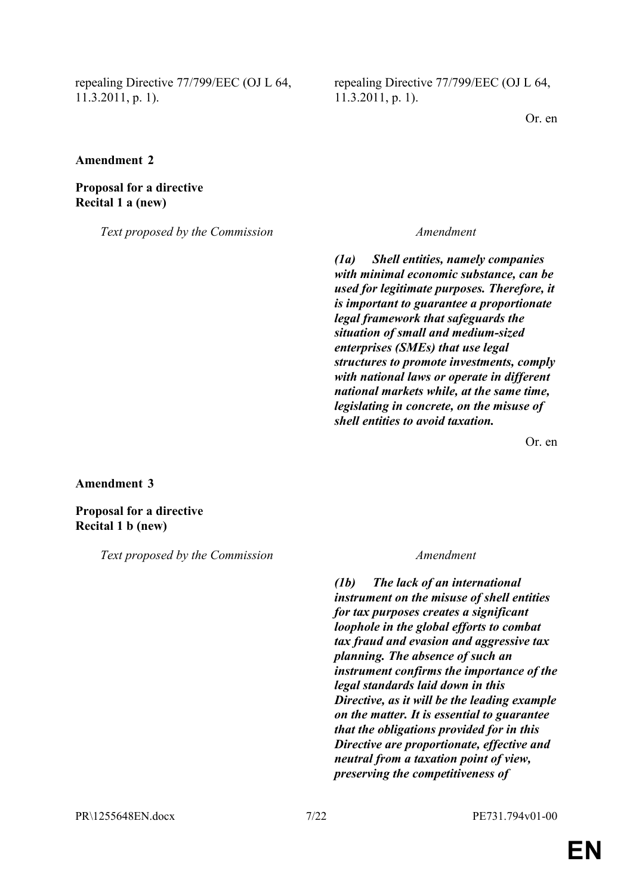| | |
|---|---|
| repealing Directive 77/799/EEC (OJ L 64, 11.3.2011, p. 1). | repealing Directive 77/799/EEC (OJ L 64, 11.3.2011, p. 1). |

Or. en

**Amendment 2**

**Proposal for a directive**
**Recital 1 a (new)**

| *Text proposed by the Commission* | *Amendment* |
|---|---|
| | ***(1a) Shell entities, namely companies with minimal economic substance, can be used for legitimate purposes. Therefore, it is important to guarantee a proportionate legal framework that safeguards the situation of small and medium-sized enterprises (SMEs) that use legal structures to promote investments, comply with national laws or operate in different national markets while, at the same time, legislating in concrete, on the misuse of shell entities to avoid taxation.*** |

Or. en

**Amendment 3**

**Proposal for a directive**
**Recital 1 b (new)**

| *Text proposed by the Commission* | *Amendment* |
|---|---|
| | ***(1b) The lack of an international instrument on the misuse of shell entities for tax purposes creates a significant loophole in the global efforts to combat tax fraud and evasion and aggressive tax planning. The absence of such an instrument confirms the importance of the legal standards laid down in this Directive, as it will be the leading example on the matter. It is essential to guarantee that the obligations provided for in this Directive are proportionate, effective and neutral from a taxation point of view, preserving the competitiveness of*** |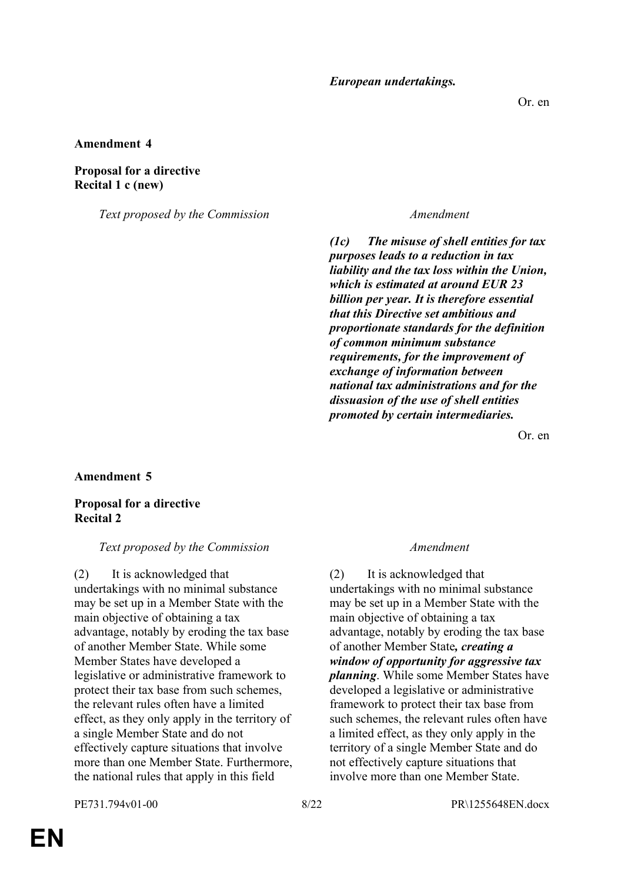***European undertakings.***

Or. en

**Amendment 4**

**Proposal for a directive**
**Recital 1 c (new)**

| *Text proposed by the Commission* | *Amendment* |
|---|---|
| | ***(1c) The misuse of shell entities for tax purposes leads to a reduction in tax liability and the tax loss within the Union, which is estimated at around EUR 23 billion per year. It is therefore essential that this Directive set ambitious and proportionate standards for the definition of common minimum substance requirements, for the improvement of exchange of information between national tax administrations and for the dissuasion of the use of shell entities promoted by certain intermediaries.*** |

Or. en

**Amendment 5**

**Proposal for a directive**
**Recital 2**

| *Text proposed by the Commission* | *Amendment* |
|---|---|
| (2) It is acknowledged that undertakings with no minimal substance may be set up in a Member State with the main objective of obtaining a tax advantage, notably by eroding the tax base of another Member State. While some Member States have developed a legislative or administrative framework to protect their tax base from such schemes, the relevant rules often have a limited effect, as they only apply in the territory of a single Member State and do not effectively capture situations that involve more than one Member State. Furthermore, the national rules that apply in this field | (2) It is acknowledged that undertakings with no minimal substance may be set up in a Member State with the main objective of obtaining a tax advantage, notably by eroding the tax base of another Member State***, creating a window of opportunity for aggressive tax planning***. While some Member States have developed a legislative or administrative framework to protect their tax base from such schemes, the relevant rules often have a limited effect, as they only apply in the territory of a single Member State and do not effectively capture situations that involve more than one Member State. |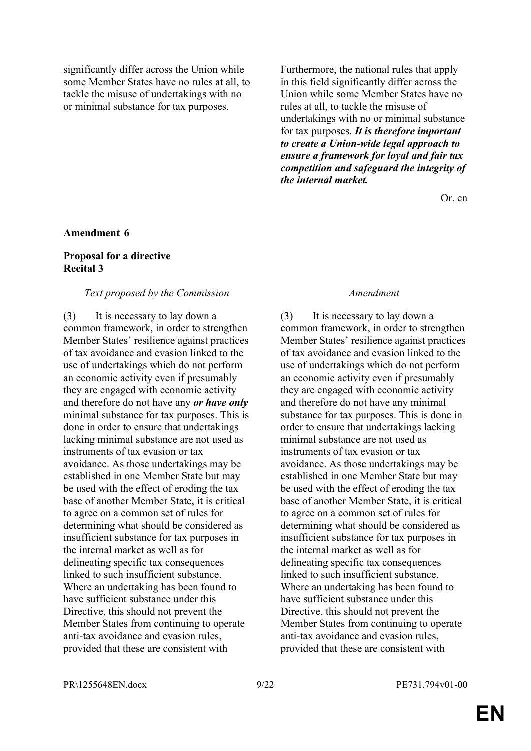| | |
|---|---|
| significantly differ across the Union while some Member States have no rules at all, to tackle the misuse of undertakings with no or minimal substance for tax purposes. | Furthermore, the national rules that apply in this field significantly differ across the Union while some Member States have no rules at all, to tackle the misuse of undertakings with no or minimal substance for tax purposes. ***It is therefore important to create a Union-wide legal approach to ensure a framework for loyal and fair tax competition and safeguard the integrity of the internal market.*** |

Or. en

**Amendment 6**

**Proposal for a directive**
**Recital 3**

| *Text proposed by the Commission* | *Amendment* |
|---|---|
| (3) It is necessary to lay down a common framework, in order to strengthen Member States' resilience against practices of tax avoidance and evasion linked to the use of undertakings which do not perform an economic activity even if presumably they are engaged with economic activity and therefore do not have any ***or have only*** minimal substance for tax purposes. This is done in order to ensure that undertakings lacking minimal substance are not used as instruments of tax evasion or tax avoidance. As those undertakings may be established in one Member State but may be used with the effect of eroding the tax base of another Member State, it is critical to agree on a common set of rules for determining what should be considered as insufficient substance for tax purposes in the internal market as well as for delineating specific tax consequences linked to such insufficient substance. Where an undertaking has been found to have sufficient substance under this Directive, this should not prevent the Member States from continuing to operate anti-tax avoidance and evasion rules, provided that these are consistent with | (3) It is necessary to lay down a common framework, in order to strengthen Member States' resilience against practices of tax avoidance and evasion linked to the use of undertakings which do not perform an economic activity even if presumably they are engaged with economic activity and therefore do not have any minimal substance for tax purposes. This is done in order to ensure that undertakings lacking minimal substance are not used as instruments of tax evasion or tax avoidance. As those undertakings may be established in one Member State but may be used with the effect of eroding the tax base of another Member State, it is critical to agree on a common set of rules for determining what should be considered as insufficient substance for tax purposes in the internal market as well as for delineating specific tax consequences linked to such insufficient substance. Where an undertaking has been found to have sufficient substance under this Directive, this should not prevent the Member States from continuing to operate anti-tax avoidance and evasion rules, provided that these are consistent with |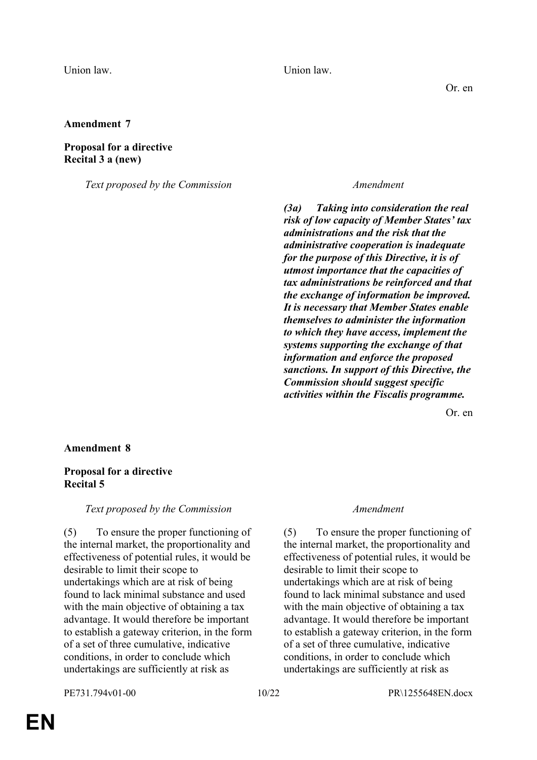| | |
|---|---|
| Union law. | Union law. |

Or. en

**Amendment 7**

**Proposal for a directive**
**Recital 3 a (new)**

| *Text proposed by the Commission* | *Amendment* |
|---|---|
| | ***(3a) Taking into consideration the real risk of low capacity of Member States' tax administrations and the risk that the administrative cooperation is inadequate for the purpose of this Directive, it is of utmost importance that the capacities of tax administrations be reinforced and that the exchange of information be improved. It is necessary that Member States enable themselves to administer the information to which they have access, implement the systems supporting the exchange of that information and enforce the proposed sanctions. In support of this Directive, the Commission should suggest specific activities within the Fiscalis programme.*** |

Or. en

**Amendment 8**

**Proposal for a directive**
**Recital 5**

| *Text proposed by the Commission* | *Amendment* |
|---|---|
| (5) To ensure the proper functioning of the internal market, the proportionality and effectiveness of potential rules, it would be desirable to limit their scope to undertakings which are at risk of being found to lack minimal substance and used with the main objective of obtaining a tax advantage. It would therefore be important to establish a gateway criterion, in the form of a set of three cumulative, indicative conditions, in order to conclude which undertakings are sufficiently at risk as | (5) To ensure the proper functioning of the internal market, the proportionality and effectiveness of potential rules, it would be desirable to limit their scope to undertakings which are at risk of being found to lack minimal substance and used with the main objective of obtaining a tax advantage. It would therefore be important to establish a gateway criterion, in the form of a set of three cumulative, indicative conditions, in order to conclude which undertakings are sufficiently at risk as |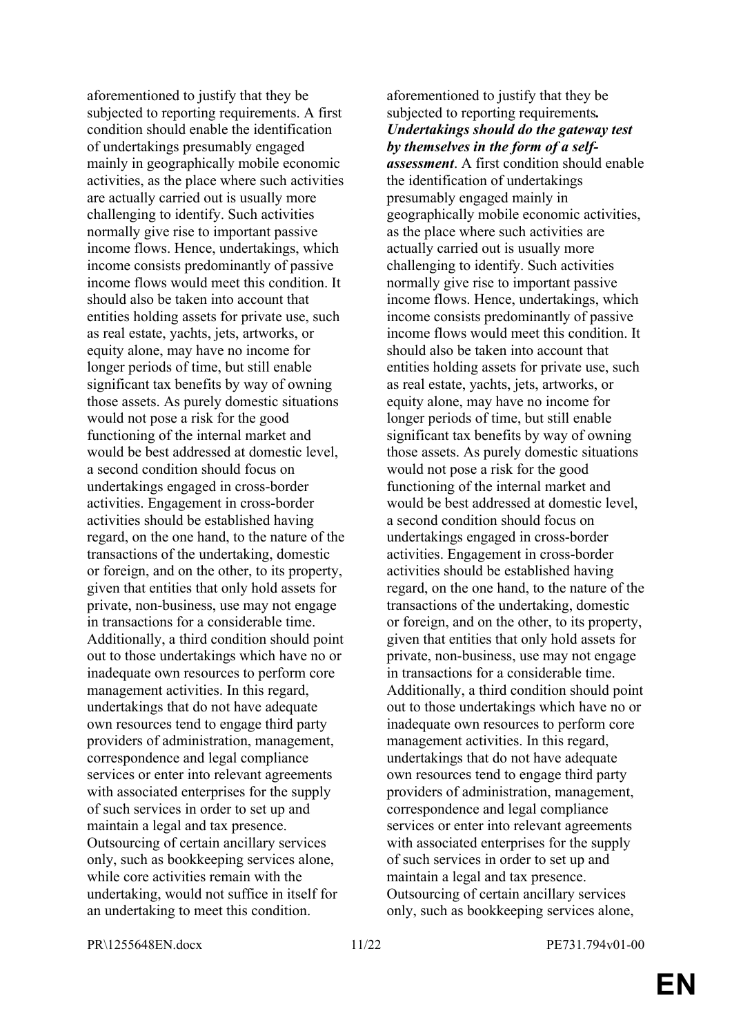| | |
|---|---|
| aforementioned to justify that they be subjected to reporting requirements. A first condition should enable the identification of undertakings presumably engaged mainly in geographically mobile economic activities, as the place where such activities are actually carried out is usually more challenging to identify. Such activities normally give rise to important passive income flows. Hence, undertakings, which income consists predominantly of passive income flows would meet this condition. It should also be taken into account that entities holding assets for private use, such as real estate, yachts, jets, artworks, or equity alone, may have no income for longer periods of time, but still enable significant tax benefits by way of owning those assets. As purely domestic situations would not pose a risk for the good functioning of the internal market and would be best addressed at domestic level, a second condition should focus on undertakings engaged in cross-border activities. Engagement in cross-border activities should be established having regard, on the one hand, to the nature of the transactions of the undertaking, domestic or foreign, and on the other, to its property, given that entities that only hold assets for private, non-business, use may not engage in transactions for a considerable time. Additionally, a third condition should point out to those undertakings which have no or inadequate own resources to perform core management activities. In this regard, undertakings that do not have adequate own resources tend to engage third party providers of administration, management, correspondence and legal compliance services or enter into relevant agreements with associated enterprises for the supply of such services in order to set up and maintain a legal and tax presence. Outsourcing of certain ancillary services only, such as bookkeeping services alone, while core activities remain with the undertaking, would not suffice in itself for an undertaking to meet this condition. | aforementioned to justify that they be subjected to reporting requirements***.*** ***Undertakings should do the gateway test by themselves in the form of a self-assessment***. A first condition should enable the identification of undertakings presumably engaged mainly in geographically mobile economic activities, as the place where such activities are actually carried out is usually more challenging to identify. Such activities normally give rise to important passive income flows. Hence, undertakings, which income consists predominantly of passive income flows would meet this condition. It should also be taken into account that entities holding assets for private use, such as real estate, yachts, jets, artworks, or equity alone, may have no income for longer periods of time, but still enable significant tax benefits by way of owning those assets. As purely domestic situations would not pose a risk for the good functioning of the internal market and would be best addressed at domestic level, a second condition should focus on undertakings engaged in cross-border activities. Engagement in cross-border activities should be established having regard, on the one hand, to the nature of the transactions of the undertaking, domestic or foreign, and on the other, to its property, given that entities that only hold assets for private, non-business, use may not engage in transactions for a considerable time. Additionally, a third condition should point out to those undertakings which have no or inadequate own resources to perform core management activities. In this regard, undertakings that do not have adequate own resources tend to engage third party providers of administration, management, correspondence and legal compliance services or enter into relevant agreements with associated enterprises for the supply of such services in order to set up and maintain a legal and tax presence. Outsourcing of certain ancillary services only, such as bookkeeping services alone, |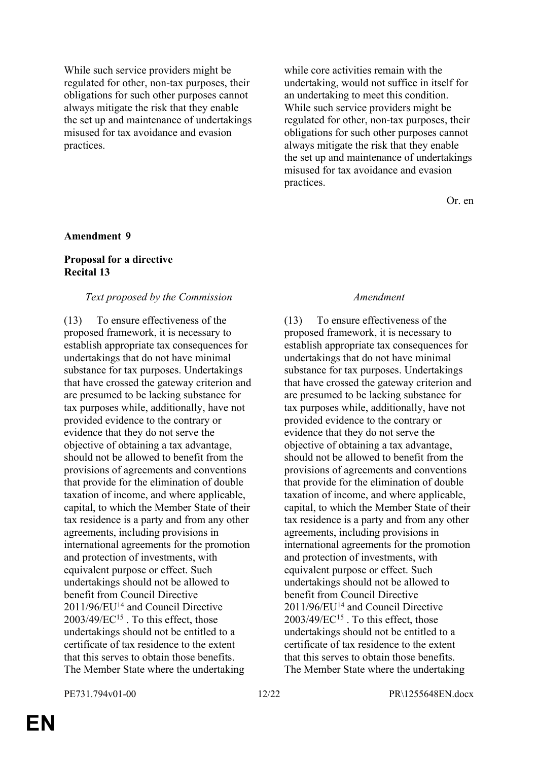| | |
|---|---|
| While such service providers might be regulated for other, non-tax purposes, their obligations for such other purposes cannot always mitigate the risk that they enable the set up and maintenance of undertakings misused for tax avoidance and evasion practices. | while core activities remain with the undertaking, would not suffice in itself for an undertaking to meet this condition. While such service providers might be regulated for other, non-tax purposes, their obligations for such other purposes cannot always mitigate the risk that they enable the set up and maintenance of undertakings misused for tax avoidance and evasion practices. |

Or. en

**Amendment 9**

**Proposal for a directive**
**Recital 13**

| *Text proposed by the Commission* | *Amendment* |
|---|---|
| (13) To ensure effectiveness of the proposed framework, it is necessary to establish appropriate tax consequences for undertakings that do not have minimal substance for tax purposes. Undertakings that have crossed the gateway criterion and are presumed to be lacking substance for tax purposes while, additionally, have not provided evidence to the contrary or evidence that they do not serve the objective of obtaining a tax advantage, should not be allowed to benefit from the provisions of agreements and conventions that provide for the elimination of double taxation of income, and where applicable, capital, to which the Member State of their tax residence is a party and from any other agreements, including provisions in international agreements for the promotion and protection of investments, with equivalent purpose or effect. Such undertakings should not be allowed to benefit from Council Directive 2011/96/EU[14] and Council Directive 2003/49/EC[15] . To this effect, those undertakings should not be entitled to a certificate of tax residence to the extent that this serves to obtain those benefits. The Member State where the undertaking | (13) To ensure effectiveness of the proposed framework, it is necessary to establish appropriate tax consequences for undertakings that do not have minimal substance for tax purposes. Undertakings that have crossed the gateway criterion and are presumed to be lacking substance for tax purposes while, additionally, have not provided evidence to the contrary or evidence that they do not serve the objective of obtaining a tax advantage, should not be allowed to benefit from the provisions of agreements and conventions that provide for the elimination of double taxation of income, and where applicable, capital, to which the Member State of their tax residence is a party and from any other agreements, including provisions in international agreements for the promotion and protection of investments, with equivalent purpose or effect. Such undertakings should not be allowed to benefit from Council Directive 2011/96/EU[14] and Council Directive 2003/49/EC[15] . To this effect, those undertakings should not be entitled to a certificate of tax residence to the extent that this serves to obtain those benefits. The Member State where the undertaking |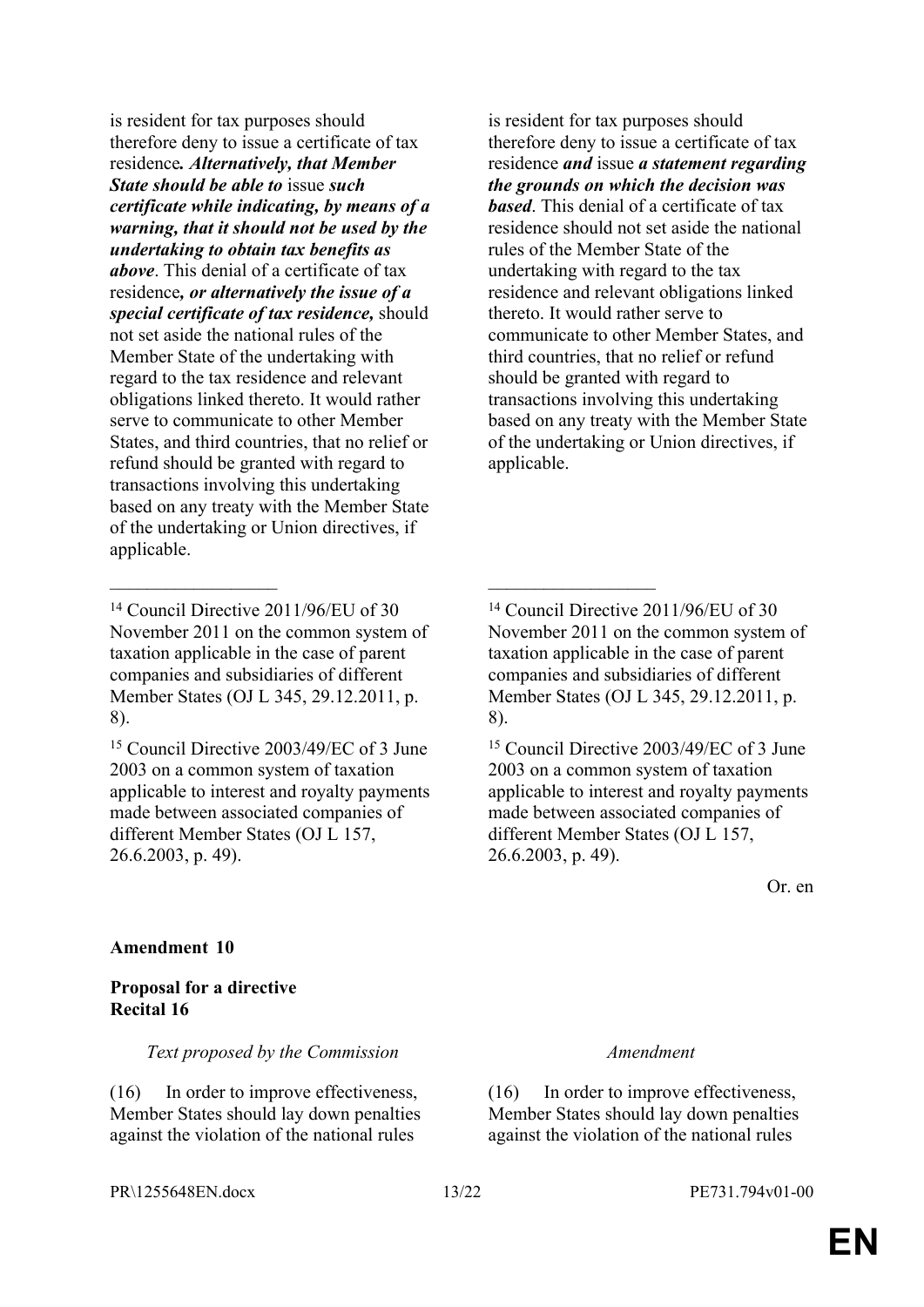| | |
|---|---|
| is resident for tax purposes should therefore deny to issue a certificate of tax residence***. Alternatively, that Member State should be able to*** issue ***such certificate while indicating, by means of a warning, that it should not be used by the undertaking to obtain tax benefits as above***. This denial of a certificate of tax residence***, or alternatively the issue of a special certificate of tax residence,*** should not set aside the national rules of the Member State of the undertaking with regard to the tax residence and relevant obligations linked thereto. It would rather serve to communicate to other Member States, and third countries, that no relief or refund should be granted with regard to transactions involving this undertaking based on any treaty with the Member State of the undertaking or Union directives, if applicable. | is resident for tax purposes should therefore deny to issue a certificate of tax residence ***and*** issue ***a statement regarding the grounds on which the decision was based***. This denial of a certificate of tax residence should not set aside the national rules of the Member State of the undertaking with regard to the tax residence and relevant obligations linked thereto. It would rather serve to communicate to other Member States, and third countries, that no relief or refund should be granted with regard to transactions involving this undertaking based on any treaty with the Member State of the undertaking or Union directives, if applicable. |
| __________________ | __________________ |
| [14] Council Directive 2011/96/EU of 30 November 2011 on the common system of taxation applicable in the case of parent companies and subsidiaries of different Member States (OJ L 345, 29.12.2011, p. 8). | [14] Council Directive 2011/96/EU of 30 November 2011 on the common system of taxation applicable in the case of parent companies and subsidiaries of different Member States (OJ L 345, 29.12.2011, p. 8). |
| [15] Council Directive 2003/49/EC of 3 June 2003 on a common system of taxation applicable to interest and royalty payments made between associated companies of different Member States (OJ L 157, 26.6.2003, p. 49). | [15] Council Directive 2003/49/EC of 3 June 2003 on a common system of taxation applicable to interest and royalty payments made between associated companies of different Member States (OJ L 157, 26.6.2003, p. 49). |

Or. en

**Amendment 10**

**Proposal for a directive**
**Recital 16**

| *Text proposed by the Commission* | *Amendment* |
|---|---|
| (16) In order to improve effectiveness, Member States should lay down penalties against the violation of the national rules | (16) In order to improve effectiveness, Member States should lay down penalties against the violation of the national rules |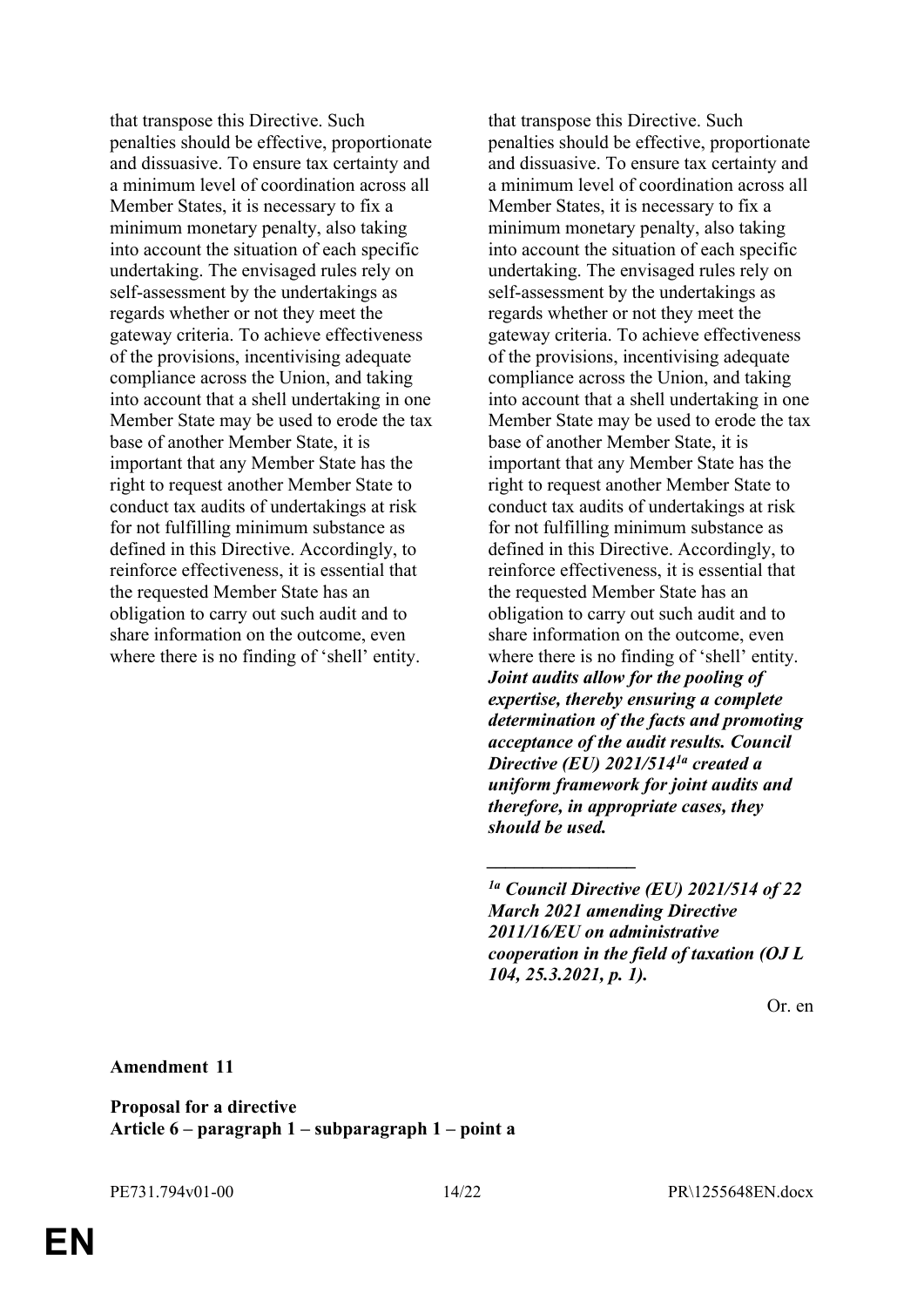| | |
|---|---|
| that transpose this Directive. Such penalties should be effective, proportionate and dissuasive. To ensure tax certainty and a minimum level of coordination across all Member States, it is necessary to fix a minimum monetary penalty, also taking into account the situation of each specific undertaking. The envisaged rules rely on self-assessment by the undertakings as regards whether or not they meet the gateway criteria. To achieve effectiveness of the provisions, incentivising adequate compliance across the Union, and taking into account that a shell undertaking in one Member State may be used to erode the tax base of another Member State, it is important that any Member State has the right to request another Member State to conduct tax audits of undertakings at risk for not fulfilling minimum substance as defined in this Directive. Accordingly, to reinforce effectiveness, it is essential that the requested Member State has an obligation to carry out such audit and to share information on the outcome, even where there is no finding of 'shell' entity. | that transpose this Directive. Such penalties should be effective, proportionate and dissuasive. To ensure tax certainty and a minimum level of coordination across all Member States, it is necessary to fix a minimum monetary penalty, also taking into account the situation of each specific undertaking. The envisaged rules rely on self-assessment by the undertakings as regards whether or not they meet the gateway criteria. To achieve effectiveness of the provisions, incentivising adequate compliance across the Union, and taking into account that a shell undertaking in one Member State may be used to erode the tax base of another Member State, it is important that any Member State has the right to request another Member State to conduct tax audits of undertakings at risk for not fulfilling minimum substance as defined in this Directive. Accordingly, to reinforce effectiveness, it is essential that the requested Member State has an obligation to carry out such audit and to share information on the outcome, even where there is no finding of 'shell' entity. ***Joint audits allow for the pooling of expertise, thereby ensuring a complete determination of the facts and promoting acceptance of the audit results. Council Directive (EU) 2021/514[1a] created a uniform framework for joint audits and therefore, in appropriate cases, they should be used.*** <br><br> _________________ <br><br> ***[1a] Council Directive (EU) 2021/514 of 22 March 2021 amending Directive 2011/16/EU on administrative cooperation in the field of taxation (OJ L 104, 25.3.2021, p. 1).*** |

Or. en

**Amendment 11**

**Proposal for a directive**
**Article 6 – paragraph 1 – subparagraph 1 – point a**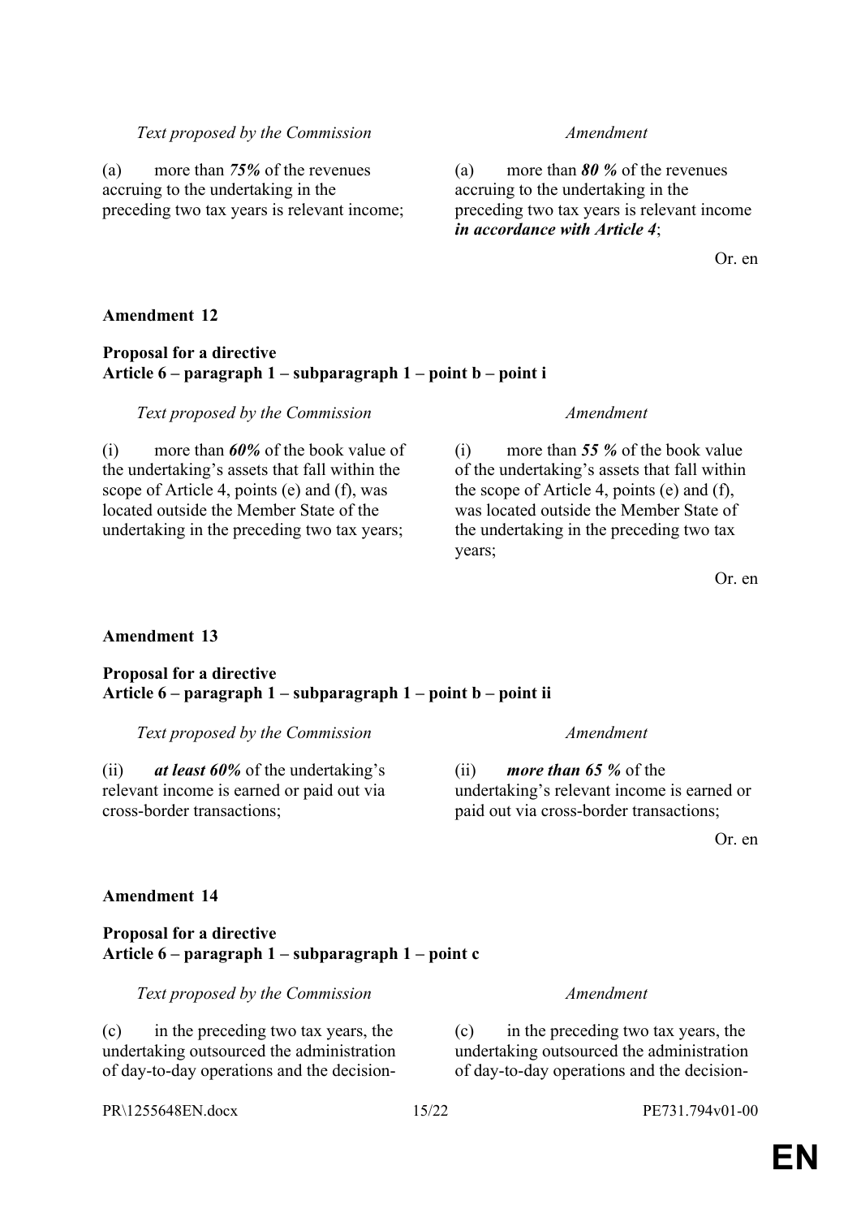| *Text proposed by the Commission* | *Amendment* |
|---|---|
| (a) more than ***75%*** of the revenues accruing to the undertaking in the preceding two tax years is relevant income; | (a) more than ***80 %*** of the revenues accruing to the undertaking in the preceding two tax years is relevant income ***in accordance with Article 4***; |

Or. en

**Amendment 12**

**Proposal for a directive**
**Article 6 – paragraph 1 – subparagraph 1 – point b – point i**

| *Text proposed by the Commission* | *Amendment* |
|---|---|
| (i) more than ***60%*** of the book value of the undertaking's assets that fall within the scope of Article 4, points (e) and (f), was located outside the Member State of the undertaking in the preceding two tax years; | (i) more than ***55 %*** of the book value of the undertaking's assets that fall within the scope of Article 4, points (e) and (f), was located outside the Member State of the undertaking in the preceding two tax years; |

Or. en

**Amendment 13**

**Proposal for a directive**
**Article 6 – paragraph 1 – subparagraph 1 – point b – point ii**

| *Text proposed by the Commission* | *Amendment* |
|---|---|
| (ii) ***at least 60%*** of the undertaking's relevant income is earned or paid out via cross-border transactions; | (ii) ***more than 65 %*** of the undertaking's relevant income is earned or paid out via cross-border transactions; |

Or. en

**Amendment 14**

**Proposal for a directive**
**Article 6 – paragraph 1 – subparagraph 1 – point c**

| *Text proposed by the Commission* | *Amendment* |
|---|---|
| (c) in the preceding two tax years, the undertaking outsourced the administration of day-to-day operations and the decision- | (c) in the preceding two tax years, the undertaking outsourced the administration of day-to-day operations and the decision- |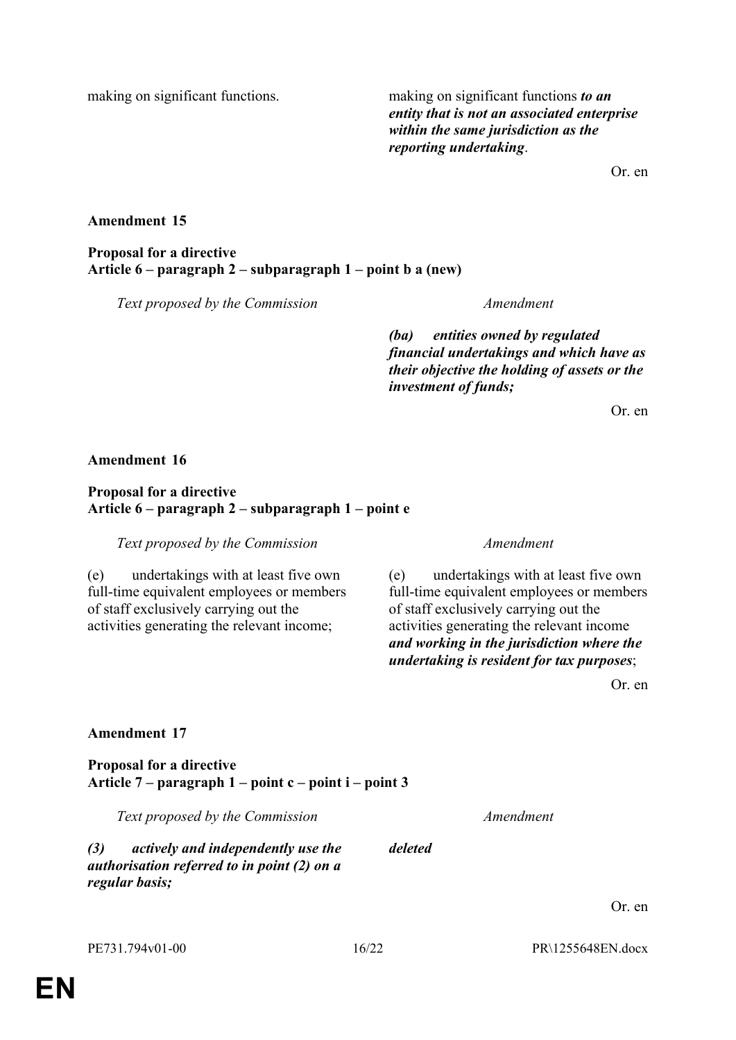| | |
|---|---|
| making on significant functions. | making on significant functions ***to an entity that is not an associated enterprise within the same jurisdiction as the reporting undertaking***. |

Or. en

**Amendment 15**

**Proposal for a directive**
**Article 6 – paragraph 2 – subparagraph 1 – point b a (new)**

| *Text proposed by the Commission* | *Amendment* |
|---|---|
| | ***(ba) entities owned by regulated financial undertakings and which have as their objective the holding of assets or the investment of funds;*** |

Or. en

**Amendment 16**

**Proposal for a directive**
**Article 6 – paragraph 2 – subparagraph 1 – point e**

| *Text proposed by the Commission* | *Amendment* |
|---|---|
| (e) undertakings with at least five own full-time equivalent employees or members of staff exclusively carrying out the activities generating the relevant income; | (e) undertakings with at least five own full-time equivalent employees or members of staff exclusively carrying out the activities generating the relevant income ***and working in the jurisdiction where the undertaking is resident for tax purposes***; |

Or. en

**Amendment 17**

**Proposal for a directive**
**Article 7 – paragraph 1 – point c – point i – point 3**

| *Text proposed by the Commission* | *Amendment* |
|---|---|
| ***(3) actively and independently use the authorisation referred to in point (2) on a regular basis;*** | ***deleted*** |

Or. en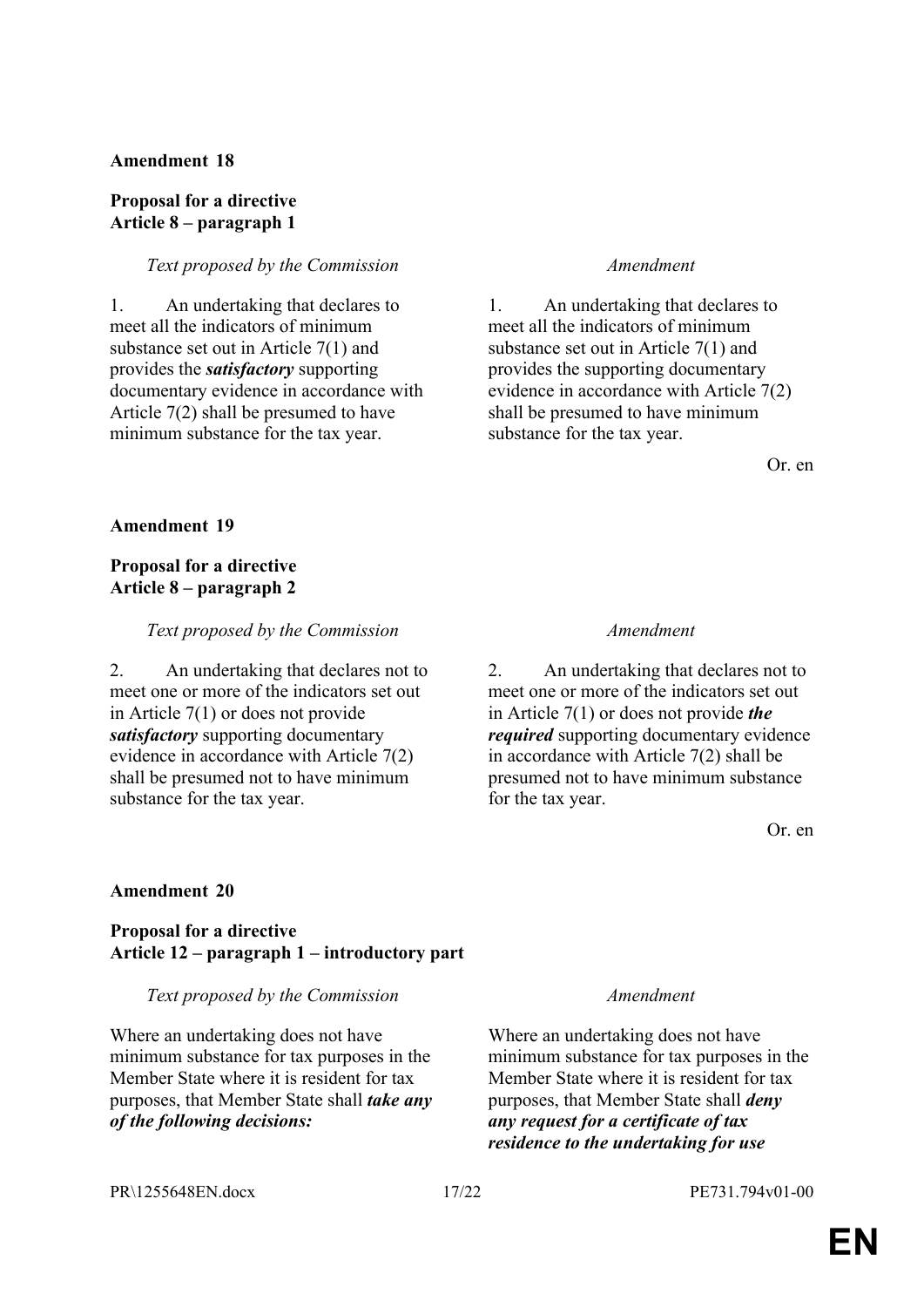**Amendment 18**

**Proposal for a directive**
**Article 8 – paragraph 1**

| *Text proposed by the Commission* | *Amendment* |
|---|---|
| 1. An undertaking that declares to meet all the indicators of minimum substance set out in Article 7(1) and provides the ***satisfactory*** supporting documentary evidence in accordance with Article 7(2) shall be presumed to have minimum substance for the tax year. | 1. An undertaking that declares to meet all the indicators of minimum substance set out in Article 7(1) and provides the supporting documentary evidence in accordance with Article 7(2) shall be presumed to have minimum substance for the tax year. |

Or. en

**Amendment 19**

**Proposal for a directive**
**Article 8 – paragraph 2**

| *Text proposed by the Commission* | *Amendment* |
|---|---|
| 2. An undertaking that declares not to meet one or more of the indicators set out in Article 7(1) or does not provide ***satisfactory*** supporting documentary evidence in accordance with Article 7(2) shall be presumed not to have minimum substance for the tax year. | 2. An undertaking that declares not to meet one or more of the indicators set out in Article 7(1) or does not provide ***the required*** supporting documentary evidence in accordance with Article 7(2) shall be presumed not to have minimum substance for the tax year. |

Or. en

**Amendment 20**

**Proposal for a directive**
**Article 12 – paragraph 1 – introductory part**

| *Text proposed by the Commission* | *Amendment* |
|---|---|
| Where an undertaking does not have minimum substance for tax purposes in the Member State where it is resident for tax purposes, that Member State shall ***take any of the following decisions:*** | Where an undertaking does not have minimum substance for tax purposes in the Member State where it is resident for tax purposes, that Member State shall ***deny any request for a certificate of tax residence to the undertaking for use*** |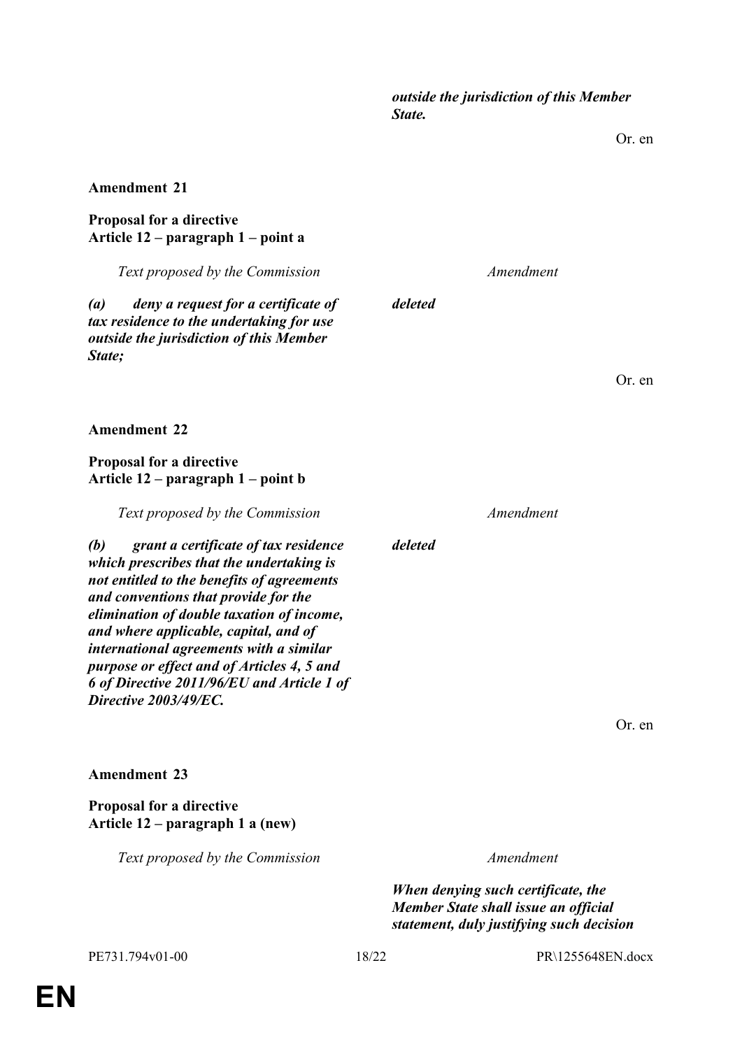| | |
|---|---|
| | ***outside the jurisdiction of this Member State.*** |

Or. en

**Amendment 21**

**Proposal for a directive**
**Article 12 – paragraph 1 – point a**

| *Text proposed by the Commission* | *Amendment* |
|---|---|
| ***(a) deny a request for a certificate of tax residence to the undertaking for use outside the jurisdiction of this Member State;*** | ***deleted*** |

Or. en

**Amendment 22**

**Proposal for a directive**
**Article 12 – paragraph 1 – point b**

| *Text proposed by the Commission* | *Amendment* |
|---|---|
| ***(b) grant a certificate of tax residence which prescribes that the undertaking is not entitled to the benefits of agreements and conventions that provide for the elimination of double taxation of income, and where applicable, capital, and of international agreements with a similar purpose or effect and of Articles 4, 5 and 6 of Directive 2011/96/EU and Article 1 of Directive 2003/49/EC.*** | ***deleted*** |

Or. en

**Amendment 23**

**Proposal for a directive**
**Article 12 – paragraph 1 a (new)**

| *Text proposed by the Commission* | *Amendment* |
|---|---|
| | ***When denying such certificate, the Member State shall issue an official statement, duly justifying such decision*** |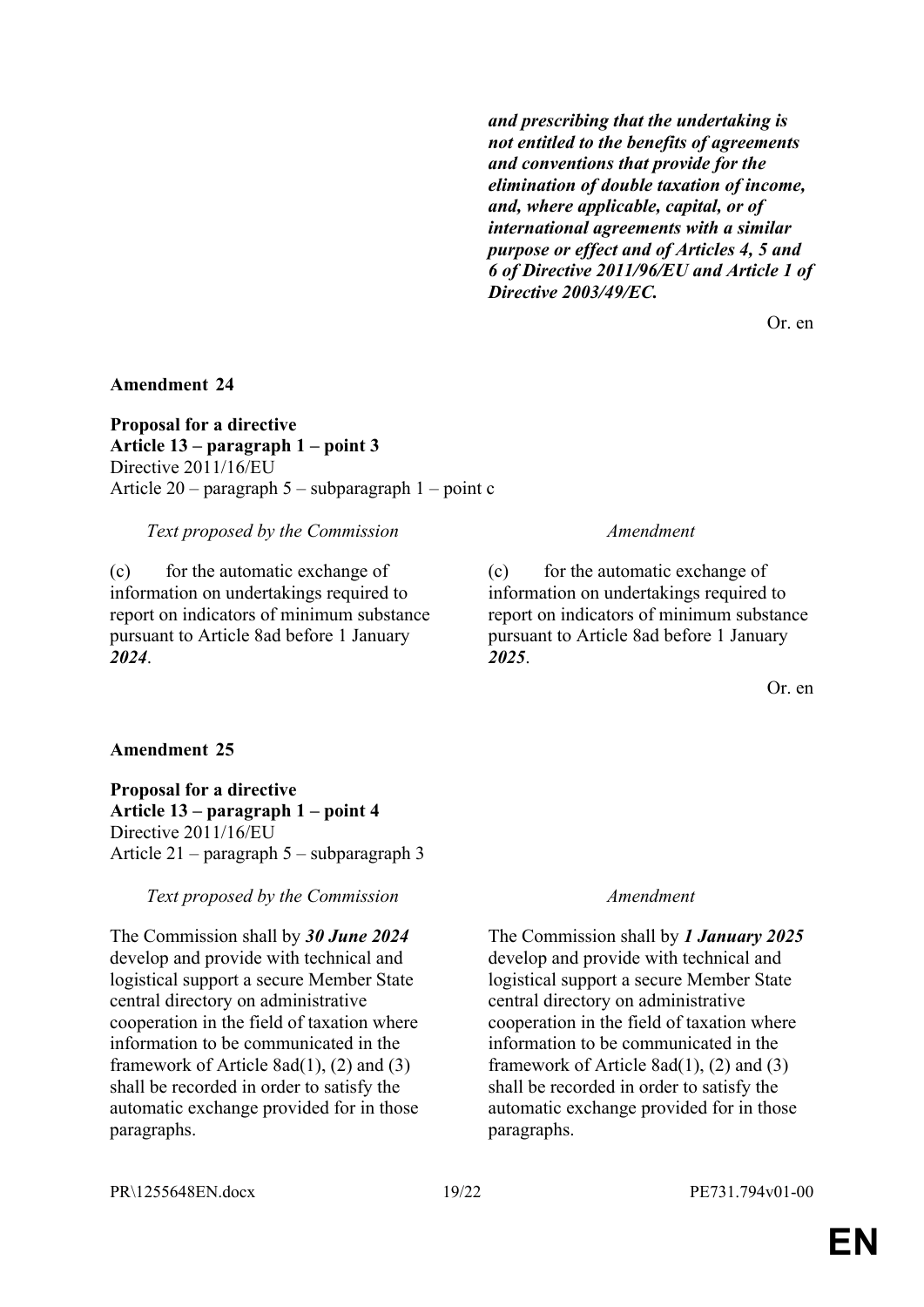| | |
|---|---|
| | ***and prescribing that the undertaking is not entitled to the benefits of agreements and conventions that provide for the elimination of double taxation of income, and, where applicable, capital, or of international agreements with a similar purpose or effect and of Articles 4, 5 and 6 of Directive 2011/96/EU and Article 1 of Directive 2003/49/EC.*** |

Or. en

**Amendment 24**

**Proposal for a directive**
**Article 13 – paragraph 1 – point 3**
Directive 2011/16/EU
Article 20 – paragraph 5 – subparagraph 1 – point c

| *Text proposed by the Commission* | *Amendment* |
|---|---|
| (c) for the automatic exchange of information on undertakings required to report on indicators of minimum substance pursuant to Article 8ad before 1 January ***2024***. | (c) for the automatic exchange of information on undertakings required to report on indicators of minimum substance pursuant to Article 8ad before 1 January ***2025***. |

Or. en

**Amendment 25**

**Proposal for a directive**
**Article 13 – paragraph 1 – point 4**
Directive 2011/16/EU
Article 21 – paragraph 5 – subparagraph 3

| *Text proposed by the Commission* | *Amendment* |
|---|---|
| The Commission shall by ***30 June 2024*** develop and provide with technical and logistical support a secure Member State central directory on administrative cooperation in the field of taxation where information to be communicated in the framework of Article 8ad(1), (2) and (3) shall be recorded in order to satisfy the automatic exchange provided for in those paragraphs. | The Commission shall by ***1 January 2025*** develop and provide with technical and logistical support a secure Member State central directory on administrative cooperation in the field of taxation where information to be communicated in the framework of Article 8ad(1), (2) and (3) shall be recorded in order to satisfy the automatic exchange provided for in those paragraphs. |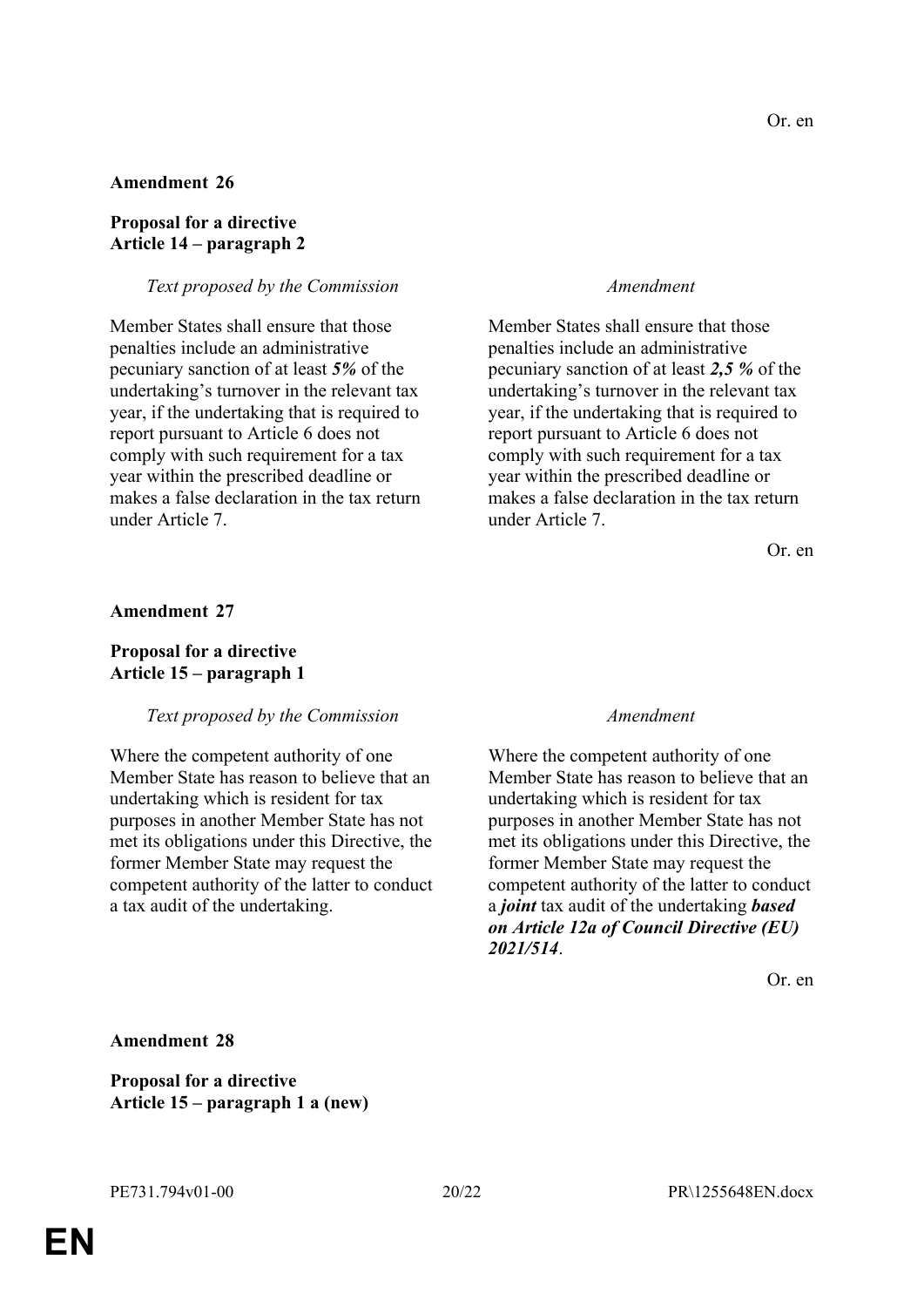Or. en

**Amendment 26**

**Proposal for a directive**
**Article 14 – paragraph 2**

| *Text proposed by the Commission* | *Amendment* |
| --- | --- |
| Member States shall ensure that those penalties include an administrative pecuniary sanction of at least ***5%*** of the undertaking's turnover in the relevant tax year, if the undertaking that is required to report pursuant to Article 6 does not comply with such requirement for a tax year within the prescribed deadline or makes a false declaration in the tax return under Article 7. | Member States shall ensure that those penalties include an administrative pecuniary sanction of at least ***2,5 %*** of the undertaking's turnover in the relevant tax year, if the undertaking that is required to report pursuant to Article 6 does not comply with such requirement for a tax year within the prescribed deadline or makes a false declaration in the tax return under Article 7. |

Or. en

**Amendment 27**

**Proposal for a directive**
**Article 15 – paragraph 1**

| *Text proposed by the Commission* | *Amendment* |
| --- | --- |
| Where the competent authority of one Member State has reason to believe that an undertaking which is resident for tax purposes in another Member State has not met its obligations under this Directive, the former Member State may request the competent authority of the latter to conduct a tax audit of the undertaking. | Where the competent authority of one Member State has reason to believe that an undertaking which is resident for tax purposes in another Member State has not met its obligations under this Directive, the former Member State may request the competent authority of the latter to conduct a ***joint*** tax audit of the undertaking ***based on Article 12a of Council Directive (EU) 2021/514***. |

Or. en

**Amendment 28**

**Proposal for a directive**
**Article 15 – paragraph 1 a (new)**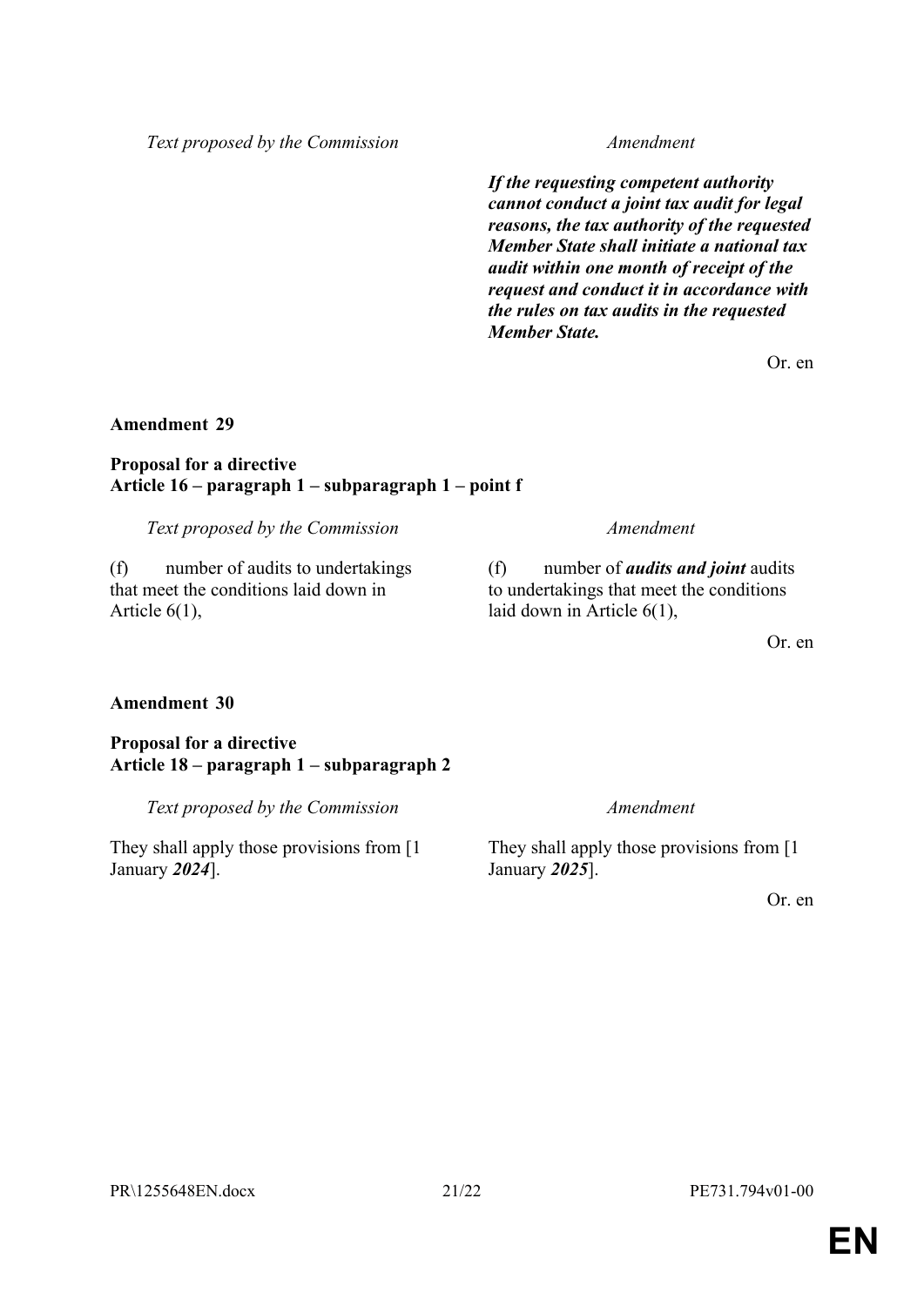| Text proposed by the Commission | Amendment |
|---|---|
| | ***If the requesting competent authority cannot conduct a joint tax audit for legal reasons, the tax authority of the requested Member State shall initiate a national tax audit within one month of receipt of the request and conduct it in accordance with the rules on tax audits in the requested Member State.*** |

Or. en

**Amendment 29**

**Proposal for a directive**
**Article 16 – paragraph 1 – subparagraph 1 – point f**

| Text proposed by the Commission | Amendment |
|---|---|
| (f) number of audits to undertakings that meet the conditions laid down in Article 6(1), | (f) number of ***audits and joint*** audits to undertakings that meet the conditions laid down in Article 6(1), |

Or. en

**Amendment 30**

**Proposal for a directive**
**Article 18 – paragraph 1 – subparagraph 2**

| Text proposed by the Commission | Amendment |
|---|---|
| They shall apply those provisions from [1 January ***2024***]. | They shall apply those provisions from [1 January ***2025***]. |

Or. en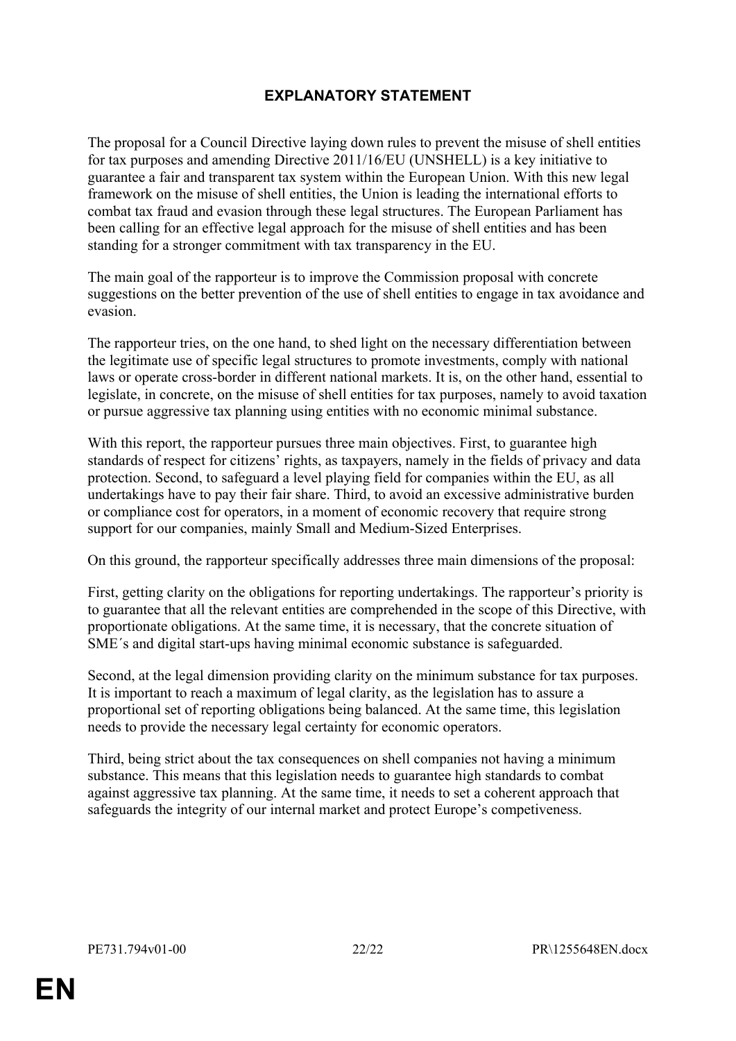## EXPLANATORY STATEMENT

The proposal for a Council Directive laying down rules to prevent the misuse of shell entities for tax purposes and amending Directive 2011/16/EU (UNSHELL) is a key initiative to guarantee a fair and transparent tax system within the European Union. With this new legal framework on the misuse of shell entities, the Union is leading the international efforts to combat tax fraud and evasion through these legal structures. The European Parliament has been calling for an effective legal approach for the misuse of shell entities and has been standing for a stronger commitment with tax transparency in the EU.

The main goal of the rapporteur is to improve the Commission proposal with concrete suggestions on the better prevention of the use of shell entities to engage in tax avoidance and evasion.

The rapporteur tries, on the one hand, to shed light on the necessary differentiation between the legitimate use of specific legal structures to promote investments, comply with national laws or operate cross-border in different national markets. It is, on the other hand, essential to legislate, in concrete, on the misuse of shell entities for tax purposes, namely to avoid taxation or pursue aggressive tax planning using entities with no economic minimal substance.

With this report, the rapporteur pursues three main objectives. First, to guarantee high standards of respect for citizens' rights, as taxpayers, namely in the fields of privacy and data protection. Second, to safeguard a level playing field for companies within the EU, as all undertakings have to pay their fair share. Third, to avoid an excessive administrative burden or compliance cost for operators, in a moment of economic recovery that require strong support for our companies, mainly Small and Medium-Sized Enterprises.

On this ground, the rapporteur specifically addresses three main dimensions of the proposal:

First, getting clarity on the obligations for reporting undertakings. The rapporteur's priority is to guarantee that all the relevant entities are comprehended in the scope of this Directive, with proportionate obligations. At the same time, it is necessary, that the concrete situation of SME´s and digital start-ups having minimal economic substance is safeguarded.

Second, at the legal dimension providing clarity on the minimum substance for tax purposes. It is important to reach a maximum of legal clarity, as the legislation has to assure a proportional set of reporting obligations being balanced. At the same time, this legislation needs to provide the necessary legal certainty for economic operators.

Third, being strict about the tax consequences on shell companies not having a minimum substance. This means that this legislation needs to guarantee high standards to combat against aggressive tax planning. At the same time, it needs to set a coherent approach that safeguards the integrity of our internal market and protect Europe's competiveness.